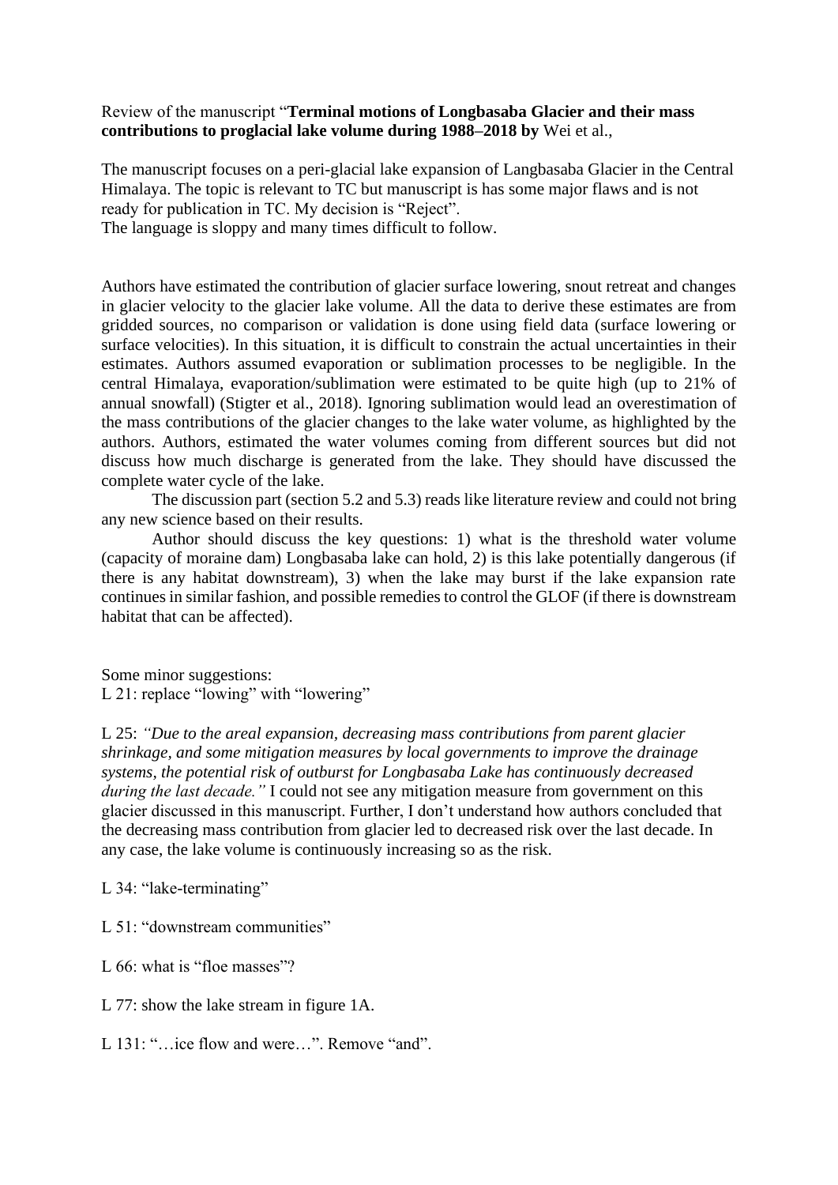Review of the manuscript "**Terminal motions of Longbasaba Glacier and their mass contributions to proglacial lake volume during 1988–2018 by** Wei et al.,

The manuscript focuses on a peri-glacial lake expansion of Langbasaba Glacier in the Central Himalaya. The topic is relevant to TC but manuscript is has some major flaws and is not ready for publication in TC. My decision is "Reject".
The language is sloppy and many times difficult to follow.

Authors have estimated the contribution of glacier surface lowering, snout retreat and changes in glacier velocity to the glacier lake volume. All the data to derive these estimates are from gridded sources, no comparison or validation is done using field data (surface lowering or surface velocities). In this situation, it is difficult to constrain the actual uncertainties in their estimates. Authors assumed evaporation or sublimation processes to be negligible. In the central Himalaya, evaporation/sublimation were estimated to be quite high (up to 21% of annual snowfall) (Stigter et al., 2018). Ignoring sublimation would lead an overestimation of the mass contributions of the glacier changes to the lake water volume, as highlighted by the authors. Authors, estimated the water volumes coming from different sources but did not discuss how much discharge is generated from the lake. They should have discussed the complete water cycle of the lake.

The discussion part (section 5.2 and 5.3) reads like literature review and could not bring any new science based on their results.

Author should discuss the key questions: 1) what is the threshold water volume (capacity of moraine dam) Longbasaba lake can hold, 2) is this lake potentially dangerous (if there is any habitat downstream), 3) when the lake may burst if the lake expansion rate continues in similar fashion, and possible remedies to control the GLOF (if there is downstream habitat that can be affected).

Some minor suggestions:
L 21: replace "lowing" with "lowering"

L 25: *"Due to the areal expansion, decreasing mass contributions from parent glacier shrinkage, and some mitigation measures by local governments to improve the drainage systems, the potential risk of outburst for Longbasaba Lake has continuously decreased during the last decade."* I could not see any mitigation measure from government on this glacier discussed in this manuscript. Further, I don't understand how authors concluded that the decreasing mass contribution from glacier led to decreased risk over the last decade. In any case, the lake volume is continuously increasing so as the risk.

L 34: "lake-terminating"

L 51: "downstream communities"

L 66: what is "floe masses"?

L 77: show the lake stream in figure 1A.

L 131: "…ice flow and were…". Remove "and".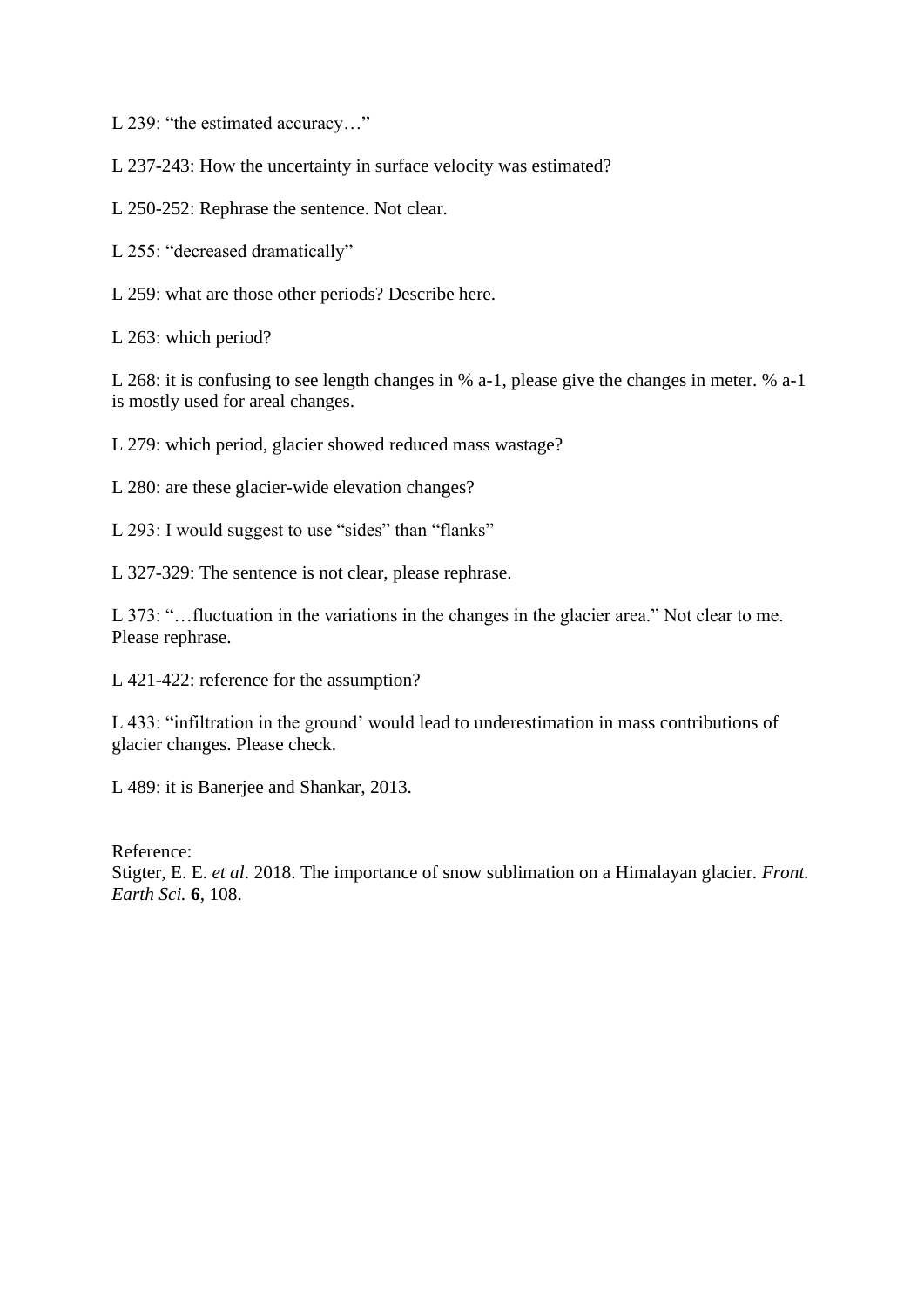L 239: “the estimated accuracy…”

L 237-243: How the uncertainty in surface velocity was estimated?

L 250-252: Rephrase the sentence. Not clear.

L 255: “decreased dramatically”

L 259: what are those other periods? Describe here.

L 263: which period?

L 268: it is confusing to see length changes in % a-1, please give the changes in meter. % a-1 is mostly used for areal changes.

L 279: which period, glacier showed reduced mass wastage?

L 280: are these glacier-wide elevation changes?

L 293: I would suggest to use “sides” than “flanks”

L 327-329: The sentence is not clear, please rephrase.

L 373: “…fluctuation in the variations in the changes in the glacier area.” Not clear to me. Please rephrase.

L 421-422: reference for the assumption?

L 433: “infiltration in the ground’ would lead to underestimation in mass contributions of glacier changes. Please check.

L 489: it is Banerjee and Shankar, 2013.

Reference:
Stigter, E. E. *et al*. 2018. The importance of snow sublimation on a Himalayan glacier. *Front. Earth Sci.* **6**, 108.